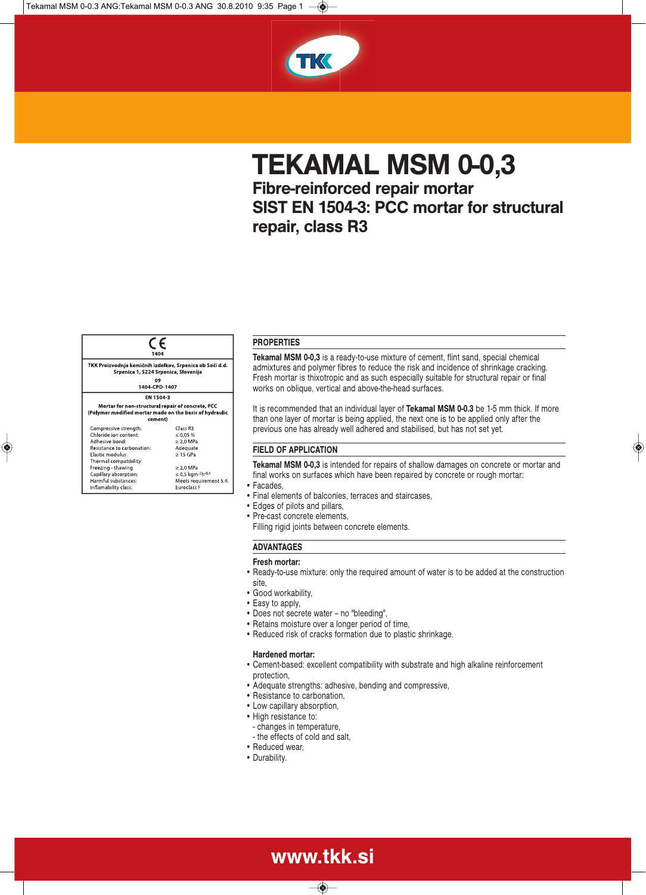# TEKAMAL MSM 0-0,3

## Fibre-reinforced repair mortar
## SIST EN 1504-3: PCC mortar for structural repair, class R3

CE
1404

TKK Proizvodnja kemičnih izdelkov, Srpenica ob Soči d.d.
Srpenica 1, 5224 Srpenica, Slovenija

09
1404-CPD-1407

EN 1504-3

Mortar for non-structural repair of concrete, PCC
(Polymer modified mortar made on the basis of hydraulic cement)

| | |
|---|---|
| Compressive strength: | Class R3 |
| Chloride ion content: | ≤ 0,05 % |
| Adhesive bond: | ≥ 2,0 MPa |
| Resistance to carbonation: | Adequate |
| Elastic modulus: | ≥ 15 GPa |
| Thermal compatibility: | |
| Freezing - thawing | ≥ 2,0 MPa |
| Capillary absorption: | ≤ 0,5 $kgm^{-2}h^{-0,5}$ |
| Harmful substances: | Meets requirement 5.4. |
| Inflamability class: | Euroclass F |

### PROPERTIES

**Tekamal MSM 0-0,3** is a ready-to-use mixture of cement, flint sand, special chemical admixtures and polymer fibres to reduce the risk and incidence of shrinkage cracking. Fresh mortar is thixotropic and as such especially suitable for structural repair or final works on oblique, vertical and above-the-head surfaces.

It is recommended that an individual layer of **Tekamal MSM 0-0.3** be 1-5 mm thick. If more than one layer of mortar is being applied, the next one is to be applied only after the previous one has already well adhered and stabilised, but has not set yet.

### FIELD OF APPLICATION

**Tekamal MSM 0-0,3** is intended for repairs of shallow damages on concrete or mortar and final works on surfaces which have been repaired by concrete or rough mortar:

- Facades,
- Final elements of balconies, terraces and staircases,
- Edges of pilots and pillars,
- Pre-cast concrete elements,
  Filling rigid joints between concrete elements.

### ADVANTAGES

**Fresh mortar:**

- Ready-to-use mixture: only the required amount of water is to be added at the construction site,
- Good workability,
- Easy to apply,
- Does not secrete water – no "bleeding",
- Retains moisture over a longer period of time,
- Reduced risk of cracks formation due to plastic shrinkage.

**Hardened mortar:**

- Cement-based: excellent compatibility with substrate and high alkaline reinforcement protection,
- Adequate strengths: adhesive, bending and compressive,
- Resistance to carbonation,
- Low capillary absorption,
- High resistance to:
  - changes in temperature,
  - the effects of cold and salt,
- Reduced wear,
- Durability.

www.tkk.si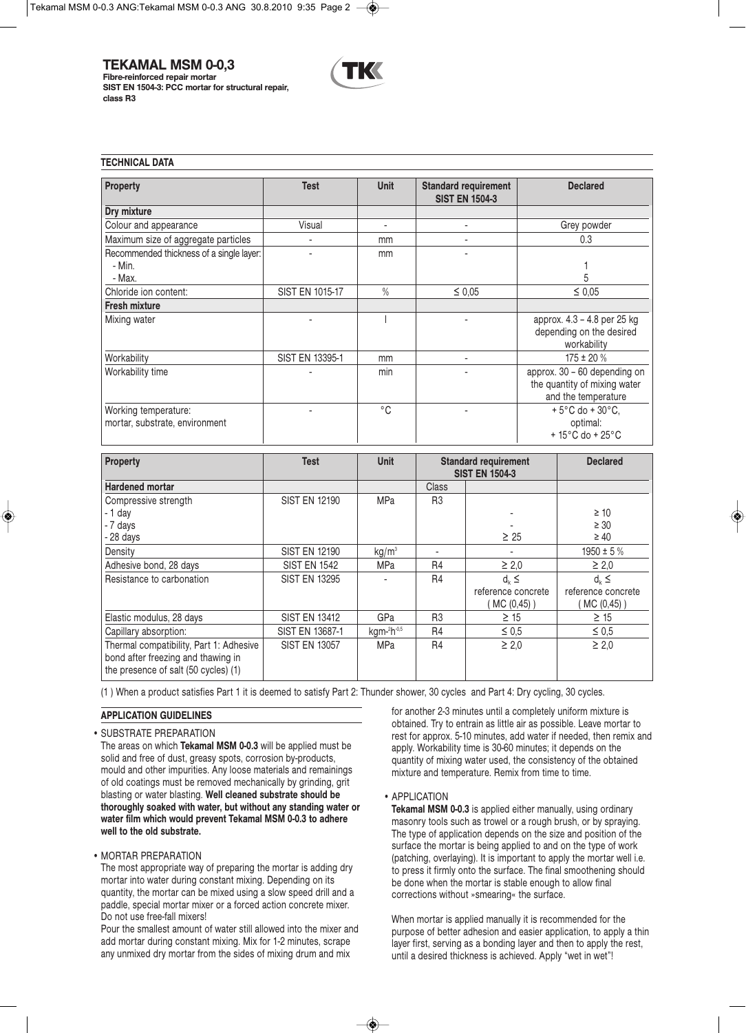# TEKAMAL MSM 0-0,3

**Fibre-reinforced repair mortar**
**SIST EN 1504-3: PCC mortar for structural repair, class R3**

## TECHNICAL DATA

| Property | Test | Unit | Standard requirement SIST EN 1504-3 | Declared |
|---|---|---|---|---|
| **Dry mixture** | | | | |
| Colour and appearance | Visual | - | - | Grey powder |
| Maximum size of aggregate particles | - | mm | - | 0.3 |
| Recommended thickness of a single layer:<br>- Min.<br>- Max. | - | mm | - | <br>1<br>5 |
| Chloride ion content: | SIST EN 1015-17 | % | ≤ 0,05 | ≤ 0,05 |
| **Fresh mixture** | | | | |
| Mixing water | - | l | - | approx. 4.3 – 4.8 per 25 kg depending on the desired workability |
| Workability | SIST EN 13395-1 | mm | - | 175 ± 20 % |
| Workability time | - | min | - | approx. 30 – 60 depending on the quantity of mixing water and the temperature |
| Working temperature:<br>mortar, substrate, environment | - | °C | - | + 5°C do + 30°C,<br>optimal:<br>+ 15°C do + 25°C |

| Property | Test | Unit | Standard requirement SIST EN 1504-3 | | Declared |
|---|---|---|---|---|---|
| **Hardened mortar** | | | Class | | |
| Compressive strength<br>- 1 day<br>- 7 days<br>- 28 days | SIST EN 12190 | MPa | R3 | <br>-<br>-<br>≥ 25 | <br>≥ 10<br>≥ 30<br>≥ 40 |
| Density | SIST EN 12190 | kg/m³ | - | - | 1950 ± 5 % |
| Adhesive bond, 28 days | SIST EN 1542 | MPa | R4 | ≥ 2,0 | ≥ 2,0 |
| Resistance to carbonation | SIST EN 13295 | - | R4 | $d_k$ ≤ reference concrete ( MC (0,45) ) | $d_k$ ≤ reference concrete ( MC (0,45) ) |
| Elastic modulus, 28 days | SIST EN 13412 | GPa | R3 | ≥ 15 | ≥ 15 |
| Capillary absorption: | SIST EN 13687-1 | $kgm^{-2}h^{-0,5}$ | R4 | ≤ 0,5 | ≤ 0,5 |
| Thermal compatibility, Part 1: Adhesive bond after freezing and thawing in the presence of salt (50 cycles) (1) | SIST EN 13057 | MPa | R4 | ≥ 2,0 | ≥ 2,0 |

(1 ) When a product satisfies Part 1 it is deemed to satisfy Part 2: Thunder shower, 30 cycles and Part 4: Dry cycling, 30 cycles.

## APPLICATION GUIDELINES

• SUBSTRATE PREPARATION

The areas on which **Tekamal MSM 0-0.3** will be applied must be solid and free of dust, greasy spots, corrosion by-products, mould and other impurities. Any loose materials and remainings of old coatings must be removed mechanically by grinding, grit blasting or water blasting. **Well cleaned substrate should be thoroughly soaked with water, but without any standing water or water film which would prevent Tekamal MSM 0-0.3 to adhere well to the old substrate.**

• MORTAR PREPARATION

The most appropriate way of preparing the mortar is adding dry mortar into water during constant mixing. Depending on its quantity, the mortar can be mixed using a slow speed drill and a paddle, special mortar mixer or a forced action concrete mixer. Do not use free-fall mixers!

Pour the smallest amount of water still allowed into the mixer and add mortar during constant mixing. Mix for 1-2 minutes, scrape any unmixed dry mortar from the sides of mixing drum and mix for another 2-3 minutes until a completely uniform mixture is obtained. Try to entrain as little air as possible. Leave mortar to rest for approx. 5-10 minutes, add water if needed, then remix and apply. Workability time is 30-60 minutes; it depends on the quantity of mixing water used, the consistency of the obtained mixture and temperature. Remix from time to time.

• APPLICATION

**Tekamal MSM 0-0.3** is applied either manually, using ordinary masonry tools such as trowel or a rough brush, or by spraying. The type of application depends on the size and position of the surface the mortar is being applied to and on the type of work (patching, overlaying). It is important to apply the mortar well i.e. to press it firmly onto the surface. The final smoothening should be done when the mortar is stable enough to allow final corrections without »smearing« the surface.

When mortar is applied manually it is recommended for the purpose of better adhesion and easier application, to apply a thin layer first, serving as a bonding layer and then to apply the rest, until a desired thickness is achieved. Apply "wet in wet"!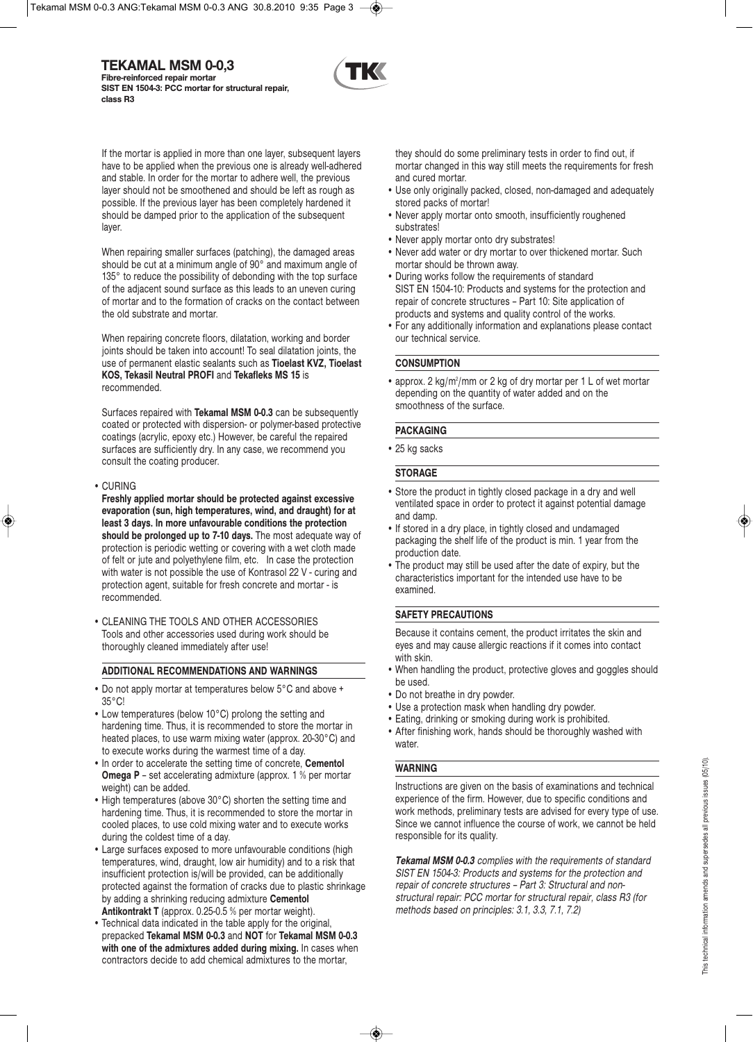# TEKAMAL MSM 0-0,3

**Fibre-reinforced repair mortar**
**SIST EN 1504-3: PCC mortar for structural repair, class R3**

If the mortar is applied in more than one layer, subsequent layers have to be applied when the previous one is already well-adhered and stable. In order for the mortar to adhere well, the previous layer should not be smoothened and should be left as rough as possible. If the previous layer has been completely hardened it should be damped prior to the application of the subsequent layer.

When repairing smaller surfaces (patching), the damaged areas should be cut at a minimum angle of 90° and maximum angle of 135° to reduce the possibility of debonding with the top surface of the adjacent sound surface as this leads to an uneven curing of mortar and to the formation of cracks on the contact between the old substrate and mortar.

When repairing concrete floors, dilatation, working and border joints should be taken into account! To seal dilatation joints, the use of permanent elastic sealants such as **Tioelast KVZ, Tioelast KOS, Tekasil Neutral PROFI** and **Tekafleks MS 15** is recommended.

Surfaces repaired with **Tekamal MSM 0-0.3** can be subsequently coated or protected with dispersion- or polymer-based protective coatings (acrylic, epoxy etc.) However, be careful the repaired surfaces are sufficiently dry. In any case, we recommend you consult the coating producer.

- CURING
**Freshly applied mortar should be protected against excessive evaporation (sun, high temperatures, wind, and draught) for at least 3 days. In more unfavourable conditions the protection should be prolonged up to 7-10 days.** The most adequate way of protection is periodic wetting or covering with a wet cloth made of felt or jute and polyethylene film, etc. In case the protection with water is not possible the use of Kontrasol 22 V - curing and protection agent, suitable for fresh concrete and mortar - is recommended.

- CLEANING THE TOOLS AND OTHER ACCESSORIES
Tools and other accessories used during work should be thoroughly cleaned immediately after use!

## ADDITIONAL RECOMMENDATIONS AND WARNINGS

- Do not apply mortar at temperatures below 5°C and above + 35°C!
- Low temperatures (below 10°C) prolong the setting and hardening time. Thus, it is recommended to store the mortar in heated places, to use warm mixing water (approx. 20-30°C) and to execute works during the warmest time of a day.
- In order to accelerate the setting time of concrete, **Cementol Omega P** – set accelerating admixture (approx. 1 % per mortar weight) can be added.
- High temperatures (above 30°C) shorten the setting time and hardening time. Thus, it is recommended to store the mortar in cooled places, to use cold mixing water and to execute works during the coldest time of a day.
- Large surfaces exposed to more unfavourable conditions (high temperatures, wind, draught, low air humidity) and to a risk that insufficient protection is/will be provided, can be additionally protected against the formation of cracks due to plastic shrinkage by adding a shrinking reducing admixture **Cementol Antikontrakt T** (approx. 0.25-0.5 % per mortar weight).
- Technical data indicated in the table apply for the original, prepacked **Tekamal MSM 0-0.3** and **NOT** for **Tekamal MSM 0-0.3 with one of the admixtures added during mixing.** In cases when contractors decide to add chemical admixtures to the mortar, they should do some preliminary tests in order to find out, if mortar changed in this way still meets the requirements for fresh and cured mortar.
- Use only originally packed, closed, non-damaged and adequately stored packs of mortar!
- Never apply mortar onto smooth, insufficiently roughened substrates!
- Never apply mortar onto dry substrates!
- Never add water or dry mortar to over thickened mortar. Such mortar should be thrown away.
- During works follow the requirements of standard SIST EN 1504-10: Products and systems for the protection and repair of concrete structures – Part 10: Site application of products and systems and quality control of the works.
- For any additionally information and explanations please contact our technical service.

## CONSUMPTION

- approx. 2 kg/m$^2$/mm or 2 kg of dry mortar per 1 L of wet mortar depending on the quantity of water added and on the smoothness of the surface.

## PACKAGING

- 25 kg sacks

## STORAGE

- Store the product in tightly closed package in a dry and well ventilated space in order to protect it against potential damage and damp.
- If stored in a dry place, in tightly closed and undamaged packaging the shelf life of the product is min. 1 year from the production date.
- The product may still be used after the date of expiry, but the characteristics important for the intended use have to be examined.

## SAFETY PRECAUTIONS

Because it contains cement, the product irritates the skin and eyes and may cause allergic reactions if it comes into contact with skin.

- When handling the product, protective gloves and goggles should be used.
- Do not breathe in dry powder.
- Use a protection mask when handling dry powder.
- Eating, drinking or smoking during work is prohibited.
- After finishing work, hands should be thoroughly washed with water.

## WARNING

Instructions are given on the basis of examinations and technical experience of the firm. However, due to specific conditions and work methods, preliminary tests are advised for every type of use. Since we cannot influence the course of work, we cannot be held responsible for its quality.

***Tekamal MSM 0-0.3*** *complies with the requirements of standard SIST EN 1504-3: Products and systems for the protection and repair of concrete structures – Part 3: Structural and non-structural repair: PCC mortar for structural repair, class R3 (for methods based on principles: 3.1, 3.3, 7.1, 7.2)*

This technical information amends and supersedes all previous issues (05/10).